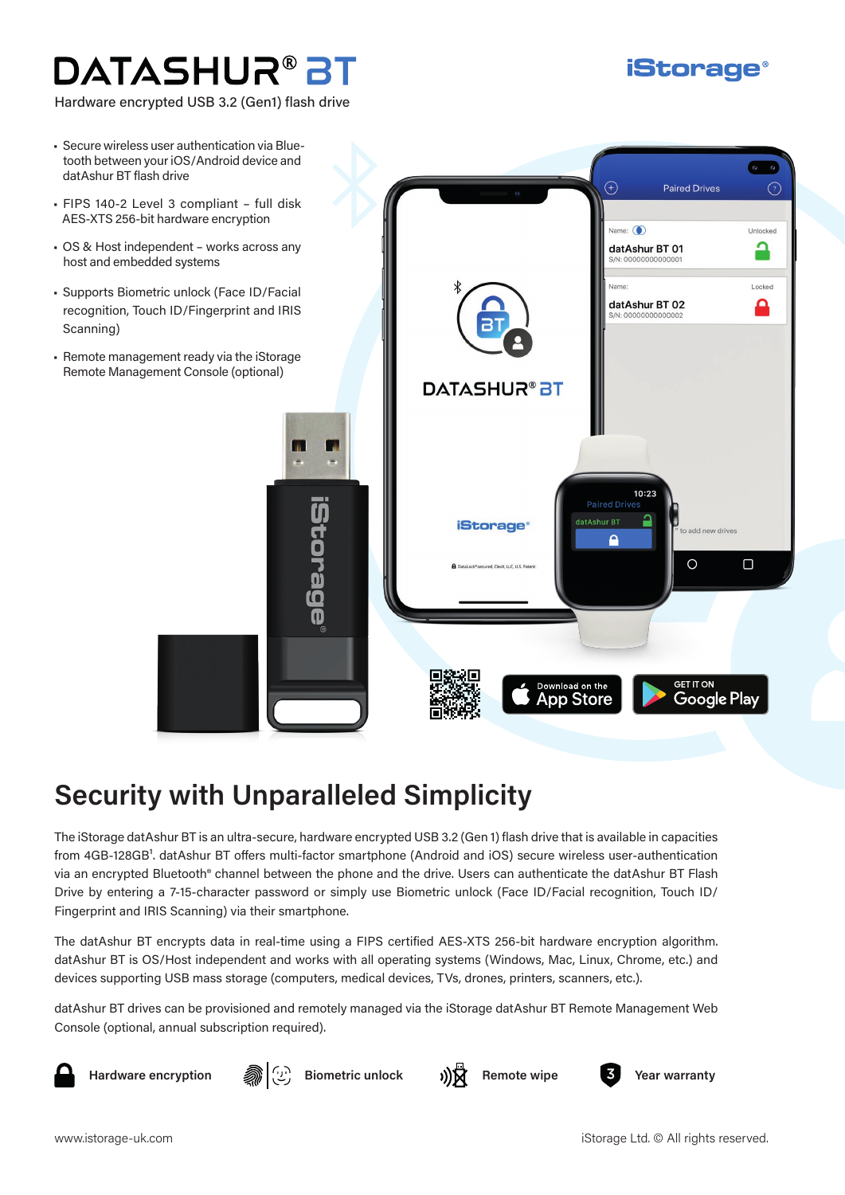# DATASHUR® BT

Hardware encrypted USB 3.2 (Gen1) flash drive

- Secure wireless user authentication via Bluetooth between your iOS/Android device and datAshur BT flash drive
- FIPS 140-2 Level 3 compliant – full disk AES-XTS 256-bit hardware encryption
- OS & Host independent – works across any host and embedded systems
- Supports Biometric unlock (Face ID/Facial recognition, Touch ID/Fingerprint and IRIS Scanning)
- Remote management ready via the iStorage Remote Management Console (optional)

## Security with Unparalleled Simplicity

The iStorage datAshur BT is an ultra-secure, hardware encrypted USB 3.2 (Gen 1) flash drive that is available in capacities from 4GB-128GB[1]. datAshur BT offers multi-factor smartphone (Android and iOS) secure wireless user-authentication via an encrypted Bluetooth® channel between the phone and the drive. Users can authenticate the datAshur BT Flash Drive by entering a 7-15-character password or simply use Biometric unlock (Face ID/Facial recognition, Touch ID/ Fingerprint and IRIS Scanning) via their smartphone.

The datAshur BT encrypts data in real-time using a FIPS certified AES-XTS 256-bit hardware encryption algorithm. datAshur BT is OS/Host independent and works with all operating systems (Windows, Mac, Linux, Chrome, etc.) and devices supporting USB mass storage (computers, medical devices, TVs, drones, printers, scanners, etc.).

datAshur BT drives can be provisioned and remotely managed via the iStorage datAshur BT Remote Management Web Console (optional, annual subscription required).

Hardware encryption | Biometric unlock | Remote wipe | 3 Year warranty

www.istorage-uk.com

iStorage Ltd. © All rights reserved.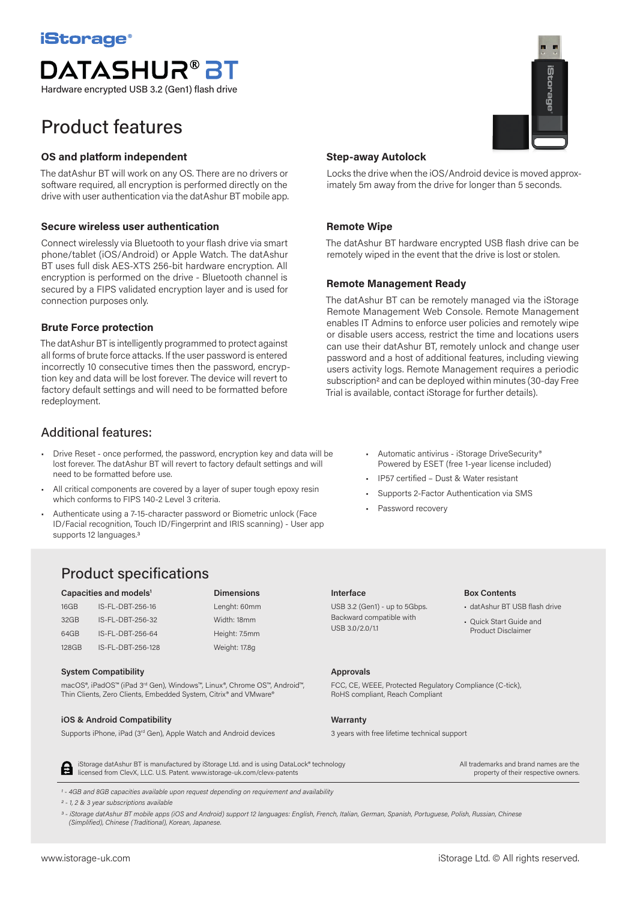iStorage®

# DATASHUR® BT

Hardware encrypted USB 3.2 (Gen1) flash drive

## Product features

### OS and platform independent

The datAshur BT will work on any OS. There are no drivers or software required, all encryption is performed directly on the drive with user authentication via the datAshur BT mobile app.

### Secure wireless user authentication

Connect wirelessly via Bluetooth to your flash drive via smart phone/tablet (iOS/Android) or Apple Watch. The datAshur BT uses full disk AES-XTS 256-bit hardware encryption. All encryption is performed on the drive - Bluetooth channel is secured by a FIPS validated encryption layer and is used for connection purposes only.

### Brute Force protection

The datAshur BT is intelligently programmed to protect against all forms of brute force attacks. If the user password is entered incorrectly 10 consecutive times then the password, encryption key and data will be lost forever. The device will revert to factory default settings and will need to be formatted before redeployment.

### Step-away Autolock

Locks the drive when the iOS/Android device is moved approximately 5m away from the drive for longer than 5 seconds.

### Remote Wipe

The datAshur BT hardware encrypted USB flash drive can be remotely wiped in the event that the drive is lost or stolen.

### Remote Management Ready

The datAshur BT can be remotely managed via the iStorage Remote Management Web Console. Remote Management enables IT Admins to enforce user policies and remotely wipe or disable users access, restrict the time and locations users can use their datAshur BT, remotely unlock and change user password and a host of additional features, including viewing users activity logs. Remote Management requires a periodic subscription[2] and can be deployed within minutes (30-day Free Trial is available, contact iStorage for further details).

## Additional features:

- Drive Reset - once performed, the password, encryption key and data will be lost forever. The datAshur BT will revert to factory default settings and will need to be formatted before use.
- All critical components are covered by a layer of super tough epoxy resin which conforms to FIPS 140-2 Level 3 criteria.
- Authenticate using a 7-15-character password or Biometric unlock (Face ID/Facial recognition, Touch ID/Fingerprint and IRIS scanning) - User app supports 12 languages.[3]
- Automatic antivirus - iStorage DriveSecurity® Powered by ESET (free 1-year license included)
- IP57 certified – Dust & Water resistant
- Supports 2-Factor Authentication via SMS
- Password recovery

## Product specifications

### Capacities and models[1]

| | |
|---|---|
| 16GB | IS-FL-DBT-256-16 |
| 32GB | IS-FL-DBT-256-32 |
| 64GB | IS-FL-DBT-256-64 |
| 128GB | IS-FL-DBT-256-128 |

### Dimensions

Lenght: 60mm
Width: 18mm
Height: 7.5mm
Weight: 17.8g

### Interface

USB 3.2 (Gen1) - up to 5Gbps. Backward compatible with USB 3.0/2.0/1.1

### Box Contents

- datAshur BT USB flash drive
- Quick Start Guide and Product Disclaimer

### System Compatibility

macOS®, iPadOS™ (iPad 3rd Gen), Windows™, Linux®, Chrome OS™, Android™, Thin Clients, Zero Clients, Embedded System, Citrix® and VMware®

### Approvals

FCC, CE, WEEE, Protected Regulatory Compliance (C-tick), RoHS compliant, Reach Compliant

### iOS & Android Compatibility

Supports iPhone, iPad (3rd Gen), Apple Watch and Android devices

### Warranty

3 years with free lifetime technical support

iStorage datAshur BT is manufactured by iStorage Ltd. and is using DataLock® technology licensed from ClevX, LLC. U.S. Patent. www.istorage-uk.com/clevx-patents

All trademarks and brand names are the property of their respective owners.

*[1] - 4GB and 8GB capacities available upon request depending on requirement and availability*

*[2] - 1, 2 & 3 year subscriptions available*

*[3] - iStorage datAshur BT mobile apps (iOS and Android) support 12 languages: English, French, Italian, German, Spanish, Portuguese, Polish, Russian, Chinese (Simplified), Chinese (Traditional), Korean, Japanese.*

www.istorage-uk.com

iStorage Ltd. © All rights reserved.